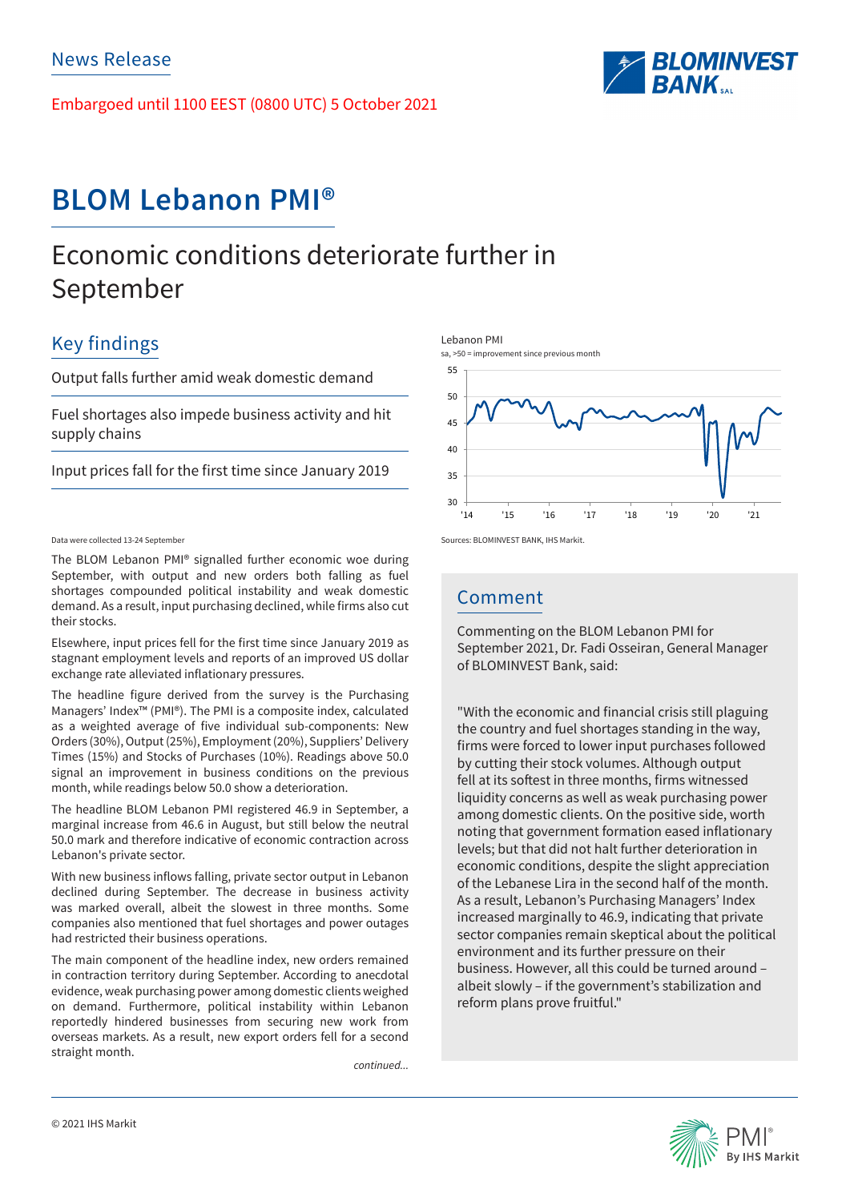News Release

Embargoed until 1100 EEST (0800 UTC) 5 October 2021

# BLOM Lebanon PMI®

## Economic conditions deteriorate further in September

### Key findings

Output falls further amid weak domestic demand

Fuel shortages also impede business activity and hit supply chains

Input prices fall for the first time since January 2019

Lebanon PMI
sa, >50 = improvement since previous month

Sources: BLOMINVEST BANK, IHS Markit.

Data were collected 13-24 September

The BLOM Lebanon PMI® signalled further economic woe during September, with output and new orders both falling as fuel shortages compounded political instability and weak domestic demand. As a result, input purchasing declined, while firms also cut their stocks.

Elsewhere, input prices fell for the first time since January 2019 as stagnant employment levels and reports of an improved US dollar exchange rate alleviated inflationary pressures.

The headline figure derived from the survey is the Purchasing Managers' Index™ (PMI®). The PMI is a composite index, calculated as a weighted average of five individual sub-components: New Orders (30%), Output (25%), Employment (20%), Suppliers' Delivery Times (15%) and Stocks of Purchases (10%). Readings above 50.0 signal an improvement in business conditions on the previous month, while readings below 50.0 show a deterioration.

The headline BLOM Lebanon PMI registered 46.9 in September, a marginal increase from 46.6 in August, but still below the neutral 50.0 mark and therefore indicative of economic contraction across Lebanon's private sector.

With new business inflows falling, private sector output in Lebanon declined during September. The decrease in business activity was marked overall, albeit the slowest in three months. Some companies also mentioned that fuel shortages and power outages had restricted their business operations.

The main component of the headline index, new orders remained in contraction territory during September. According to anecdotal evidence, weak purchasing power among domestic clients weighed on demand. Furthermore, political instability within Lebanon reportedly hindered businesses from securing new work from overseas markets. As a result, new export orders fell for a second straight month.

*continued...*

### Comment

Commenting on the BLOM Lebanon PMI for September 2021, Dr. Fadi Osseiran, General Manager of BLOMINVEST Bank, said:

"With the economic and financial crisis still plaguing the country and fuel shortages standing in the way, firms were forced to lower input purchases followed by cutting their stock volumes. Although output fell at its softest in three months, firms witnessed liquidity concerns as well as weak purchasing power among domestic clients. On the positive side, worth noting that government formation eased inflationary levels; but that did not halt further deterioration in economic conditions, despite the slight appreciation of the Lebanese Lira in the second half of the month. As a result, Lebanon's Purchasing Managers' Index increased marginally to 46.9, indicating that private sector companies remain skeptical about the political environment and its further pressure on their business. However, all this could be turned around – albeit slowly – if the government's stabilization and reform plans prove fruitful."

© 2021 IHS Markit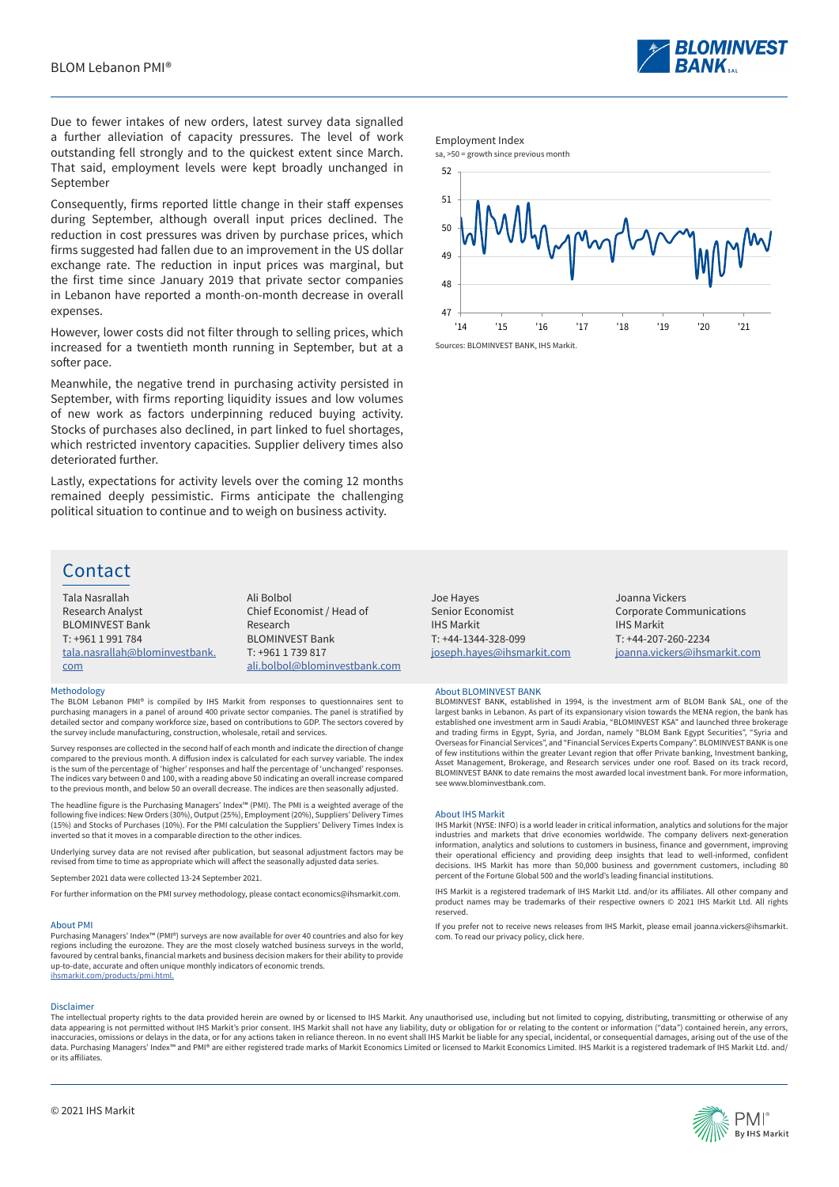Due to fewer intakes of new orders, latest survey data signalled a further alleviation of capacity pressures. The level of work outstanding fell strongly and to the quickest extent since March. That said, employment levels were kept broadly unchanged in September

Consequently, firms reported little change in their staff expenses during September, although overall input prices declined. The reduction in cost pressures was driven by purchase prices, which firms suggested had fallen due to an improvement in the US dollar exchange rate. The reduction in input prices was marginal, but the first time since January 2019 that private sector companies in Lebanon have reported a month-on-month decrease in overall expenses.

However, lower costs did not filter through to selling prices, which increased for a twentieth month running in September, but at a softer pace.

Meanwhile, the negative trend in purchasing activity persisted in September, with firms reporting liquidity issues and low volumes of new work as factors underpinning reduced buying activity. Stocks of purchases also declined, in part linked to fuel shortages, which restricted inventory capacities. Supplier delivery times also deteriorated further.

Lastly, expectations for activity levels over the coming 12 months remained deeply pessimistic. Firms anticipate the challenging political situation to continue and to weigh on business activity.

Employment Index

sa, >50 = growth since previous month

52
51
50
49
48
47

'14 '15 '16 '17 '18 '19 '20 '21

Sources: BLOMINVEST BANK, IHS Markit.

## Contact

Tala Nasrallah
Research Analyst
BLOMINVEST Bank
T: +961 1 991 784
tala.nasrallah@blominvestbank.com

Ali Bolbol
Chief Economist / Head of Research
BLOMINVEST Bank
T: +961 1 739 817
ali.bolbol@blominvestbank.com

Joe Hayes
Senior Economist
IHS Markit
T: +44-1344-328-099
joseph.hayes@ihsmarkit.com

Joanna Vickers
Corporate Communications
IHS Markit
T: +44-207-260-2234
joanna.vickers@ihsmarkit.com

### Methodology

The BLOM Lebanon PMI® is compiled by IHS Markit from responses to questionnaires sent to purchasing managers in a panel of around 400 private sector companies. The panel is stratified by detailed sector and company workforce size, based on contributions to GDP. The sectors covered by the survey include manufacturing, construction, wholesale, retail and services.

Survey responses are collected in the second half of each month and indicate the direction of change compared to the previous month. A diffusion index is calculated for each survey variable. The index is the sum of the percentage of 'higher' responses and half the percentage of 'unchanged' responses. The indices vary between 0 and 100, with a reading above 50 indicating an overall increase compared to the previous month, and below 50 an overall decrease. The indices are then seasonally adjusted.

The headline figure is the Purchasing Managers' Index™ (PMI). The PMI is a weighted average of the following five indices: New Orders (30%), Output (25%), Employment (20%), Suppliers' Delivery Times (15%) and Stocks of Purchases (10%). For the PMI calculation the Suppliers' Delivery Times Index is inverted so that it moves in a comparable direction to the other indices.

Underlying survey data are not revised after publication, but seasonal adjustment factors may be revised from time to time as appropriate which will affect the seasonally adjusted data series.

September 2021 data were collected 13-24 September 2021.

For further information on the PMI survey methodology, please contact economics@ihsmarkit.com.

### About PMI

Purchasing Managers' Index™ (PMI®) surveys are now available for over 40 countries and also for key regions including the eurozone. They are the most closely watched business surveys in the world, favoured by central banks, financial markets and business decision makers for their ability to provide up-to-date, accurate and often unique monthly indicators of economic trends.
ihsmarkit.com/products/pmi.html.

### About BLOMINVEST BANK

BLOMINVEST BANK, established in 1994, is the investment arm of BLOM Bank SAL, one of the largest banks in Lebanon. As part of its expansionary vision towards the MENA region, the bank has established one investment arm in Saudi Arabia, "BLOMINVEST KSA" and launched three brokerage and trading firms in Egypt, Syria, and Jordan, namely "BLOM Bank Egypt Securities", "Syria and Overseas for Financial Services", and "Financial Services Experts Company". BLOMINVEST BANK is one of few institutions within the greater Levant region that offer Private banking, Investment banking, Asset Management, Brokerage, and Research services under one roof. Based on its track record, BLOMINVEST BANK to date remains the most awarded local investment bank. For more information, see www.blominvestbank.com.

### About IHS Markit

IHS Markit (NYSE: INFO) is a world leader in critical information, analytics and solutions for the major industries and markets that drive economies worldwide. The company delivers next-generation information, analytics and solutions to customers in business, finance and government, improving their operational efficiency and providing deep insights that lead to well-informed, confident decisions. IHS Markit has more than 50,000 business and government customers, including 80 percent of the Fortune Global 500 and the world's leading financial institutions.

IHS Markit is a registered trademark of IHS Markit Ltd. and/or its affiliates. All other company and product names may be trademarks of their respective owners © 2021 IHS Markit Ltd. All rights reserved.

If you prefer not to receive news releases from IHS Markit, please email joanna.vickers@ihsmarkit.com. To read our privacy policy, click here.

### Disclaimer

The intellectual property rights to the data provided herein are owned by or licensed to IHS Markit. Any unauthorised use, including but not limited to copying, distributing, transmitting or otherwise of any data appearing is not permitted without IHS Markit's prior consent. IHS Markit shall not have any liability, duty or obligation for or relating to the content or information ("data") contained herein, any errors, inaccuracies, omissions or delays in the data, or for any actions taken in reliance thereon. In no event shall IHS Markit be liable for any special, incidental, or consequential damages, arising out of the use of the data. Purchasing Managers' Index™ and PMI® are either registered trade marks of Markit Economics Limited or licensed to Markit Economics Limited. IHS Markit is a registered trademark of IHS Markit Ltd. and/or its affiliates.

© 2021 IHS Markit